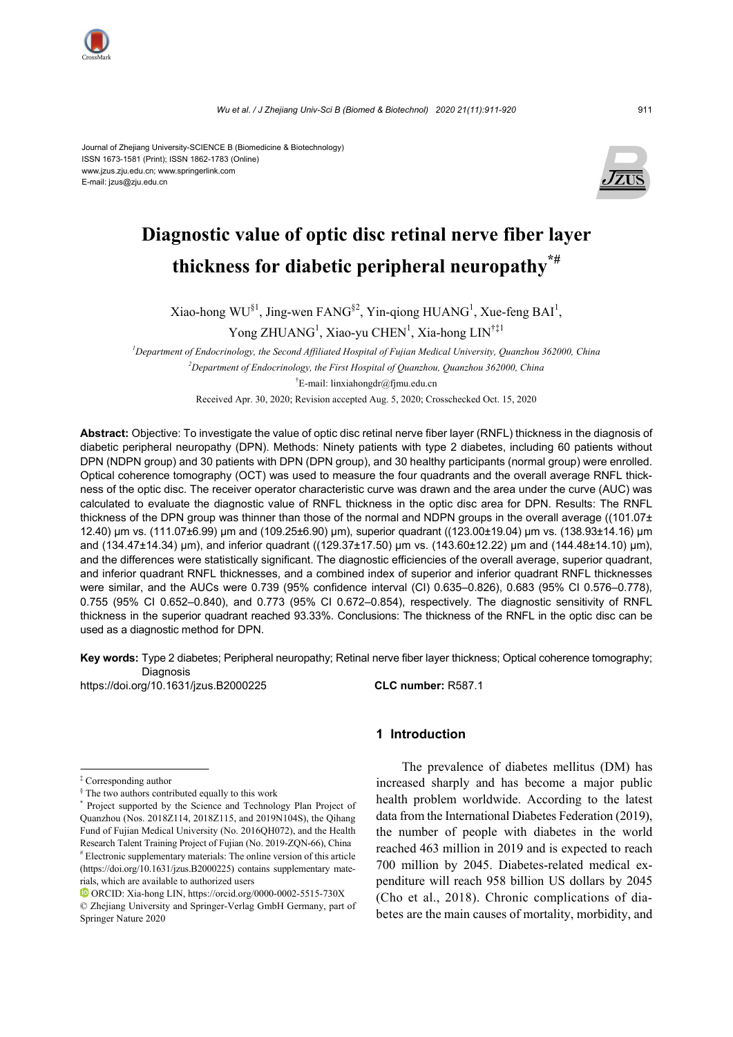Journal of Zhejiang University-SCIENCE B (Biomedicine & Biotechnology)
ISSN 1673-1581 (Print); ISSN 1862-1783 (Online)
www.jzus.zju.edu.cn; www.springerlink.com
E-mail: jzus@zju.edu.cn

# Diagnostic value of optic disc retinal nerve fiber layer thickness for diabetic peripheral neuropathy[*#]

Xiao-hong WU[§1], Jing-wen FANG[§2], Yin-qiong HUANG[1], Xue-feng BAI[1], Yong ZHUANG[1], Xiao-yu CHEN[1], Xia-hong LIN[†‡1]

[1]*Department of Endocrinology, the Second Affiliated Hospital of Fujian Medical University, Quanzhou 362000, China*

[2]*Department of Endocrinology, the First Hospital of Quanzhou, Quanzhou 362000, China*

[†]E-mail: linxiahongdr@fjmu.edu.cn

Received Apr. 30, 2020; Revision accepted Aug. 5, 2020; Crosschecked Oct. 15, 2020

**Abstract:** Objective: To investigate the value of optic disc retinal nerve fiber layer (RNFL) thickness in the diagnosis of diabetic peripheral neuropathy (DPN). Methods: Ninety patients with type 2 diabetes, including 60 patients without DPN (NDPN group) and 30 patients with DPN (DPN group), and 30 healthy participants (normal group) were enrolled. Optical coherence tomography (OCT) was used to measure the four quadrants and the overall average RNFL thickness of the optic disc. The receiver operator characteristic curve was drawn and the area under the curve (AUC) was calculated to evaluate the diagnostic value of RNFL thickness in the optic disc area for DPN. Results: The RNFL thickness of the DPN group was thinner than those of the normal and NDPN groups in the overall average ((101.07±12.40) μm vs. (111.07±6.99) μm and (109.25±6.90) μm), superior quadrant ((123.00±19.04) μm vs. (138.93±14.16) μm and (134.47±14.34) μm), and inferior quadrant ((129.37±17.50) μm vs. (143.60±12.22) μm and (144.48±14.10) μm), and the differences were statistically significant. The diagnostic efficiencies of the overall average, superior quadrant, and inferior quadrant RNFL thicknesses, and a combined index of superior and inferior quadrant RNFL thicknesses were similar, and the AUCs were 0.739 (95% confidence interval (CI) 0.635–0.826), 0.683 (95% CI 0.576–0.778), 0.755 (95% CI 0.652–0.840), and 0.773 (95% CI 0.672–0.854), respectively. The diagnostic sensitivity of RNFL thickness in the superior quadrant reached 93.33%. Conclusions: The thickness of the RNFL in the optic disc can be used as a diagnostic method for DPN.

**Key words:** Type 2 diabetes; Peripheral neuropathy; Retinal nerve fiber layer thickness; Optical coherence tomography; Diagnosis

https://doi.org/10.1631/jzus.B2000225 **CLC number:** R587.1

## 1 Introduction

The prevalence of diabetes mellitus (DM) has increased sharply and has become a major public health problem worldwide. According to the latest data from the International Diabetes Federation (2019), the number of people with diabetes in the world reached 463 million in 2019 and is expected to reach 700 million by 2045. Diabetes-related medical expenditure will reach 958 billion US dollars by 2045 (Cho et al., 2018). Chronic complications of diabetes are the main causes of mortality, morbidity, and

---

[‡] Corresponding author

[§] The two authors contributed equally to this work

[*] Project supported by the Science and Technology Plan Project of Quanzhou (Nos. 2018Z114, 2018Z115, and 2019N104S), the Qihang Fund of Fujian Medical University (No. 2016QH072), and the Health Research Talent Training Project of Fujian (No. 2019-ZQN-66), China

[#] Electronic supplementary materials: The online version of this article (https://doi.org/10.1631/jzus.B2000225) contains supplementary materials, which are available to authorized users

ORCID: Xia-hong LIN, https://orcid.org/0000-0002-5515-730X

© Zhejiang University and Springer-Verlag GmbH Germany, part of Springer Nature 2020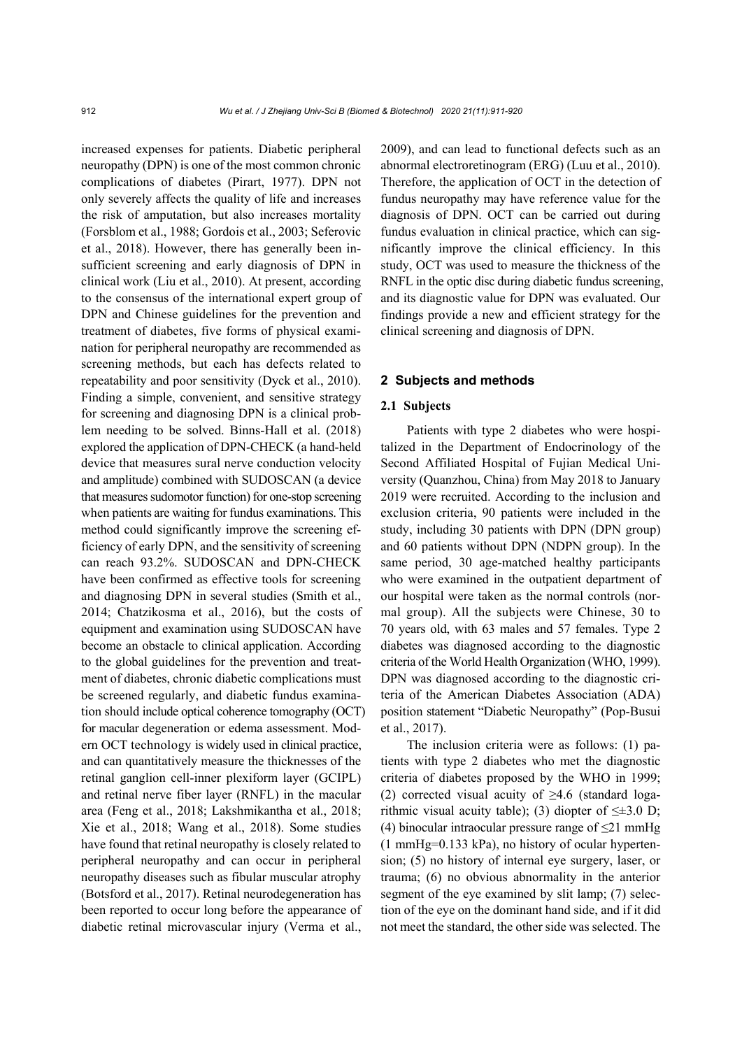increased expenses for patients. Diabetic peripheral neuropathy (DPN) is one of the most common chronic complications of diabetes (Pirart, 1977). DPN not only severely affects the quality of life and increases the risk of amputation, but also increases mortality (Forsblom et al., 1988; Gordois et al., 2003; Seferovic et al., 2018). However, there has generally been insufficient screening and early diagnosis of DPN in clinical work (Liu et al., 2010). At present, according to the consensus of the international expert group of DPN and Chinese guidelines for the prevention and treatment of diabetes, five forms of physical examination for peripheral neuropathy are recommended as screening methods, but each has defects related to repeatability and poor sensitivity (Dyck et al., 2010). Finding a simple, convenient, and sensitive strategy for screening and diagnosing DPN is a clinical problem needing to be solved. Binns-Hall et al. (2018) explored the application of DPN-CHECK (a hand-held device that measures sural nerve conduction velocity and amplitude) combined with SUDOSCAN (a device that measures sudomotor function) for one-stop screening when patients are waiting for fundus examinations. This method could significantly improve the screening efficiency of early DPN, and the sensitivity of screening can reach 93.2%. SUDOSCAN and DPN-CHECK have been confirmed as effective tools for screening and diagnosing DPN in several studies (Smith et al., 2014; Chatzikosma et al., 2016), but the costs of equipment and examination using SUDOSCAN have become an obstacle to clinical application. According to the global guidelines for the prevention and treatment of diabetes, chronic diabetic complications must be screened regularly, and diabetic fundus examination should include optical coherence tomography (OCT) for macular degeneration or edema assessment. Modern OCT technology is widely used in clinical practice, and can quantitatively measure the thicknesses of the retinal ganglion cell-inner plexiform layer (GCIPL) and retinal nerve fiber layer (RNFL) in the macular area (Feng et al., 2018; Lakshmikantha et al., 2018; Xie et al., 2018; Wang et al., 2018). Some studies have found that retinal neuropathy is closely related to peripheral neuropathy and can occur in peripheral neuropathy diseases such as fibular muscular atrophy (Botsford et al., 2017). Retinal neurodegeneration has been reported to occur long before the appearance of diabetic retinal microvascular injury (Verma et al., 2009), and can lead to functional defects such as an abnormal electroretinogram (ERG) (Luu et al., 2010). Therefore, the application of OCT in the detection of fundus neuropathy may have reference value for the diagnosis of DPN. OCT can be carried out during fundus evaluation in clinical practice, which can significantly improve the clinical efficiency. In this study, OCT was used to measure the thickness of the RNFL in the optic disc during diabetic fundus screening, and its diagnostic value for DPN was evaluated. Our findings provide a new and efficient strategy for the clinical screening and diagnosis of DPN.

## 2 Subjects and methods

### 2.1 Subjects

Patients with type 2 diabetes who were hospitalized in the Department of Endocrinology of the Second Affiliated Hospital of Fujian Medical University (Quanzhou, China) from May 2018 to January 2019 were recruited. According to the inclusion and exclusion criteria, 90 patients were included in the study, including 30 patients with DPN (DPN group) and 60 patients without DPN (NDPN group). In the same period, 30 age-matched healthy participants who were examined in the outpatient department of our hospital were taken as the normal controls (normal group). All the subjects were Chinese, 30 to 70 years old, with 63 males and 57 females. Type 2 diabetes was diagnosed according to the diagnostic criteria of the World Health Organization (WHO, 1999). DPN was diagnosed according to the diagnostic criteria of the American Diabetes Association (ADA) position statement "Diabetic Neuropathy" (Pop-Busui et al., 2017).

The inclusion criteria were as follows: (1) patients with type 2 diabetes who met the diagnostic criteria of diabetes proposed by the WHO in 1999; (2) corrected visual acuity of ≥4.6 (standard logarithmic visual acuity table); (3) diopter of ≤±3.0 D; (4) binocular intraocular pressure range of ≤21 mmHg (1 mmHg=0.133 kPa), no history of ocular hypertension; (5) no history of internal eye surgery, laser, or trauma; (6) no obvious abnormality in the anterior segment of the eye examined by slit lamp; (7) selection of the eye on the dominant hand side, and if it did not meet the standard, the other side was selected. The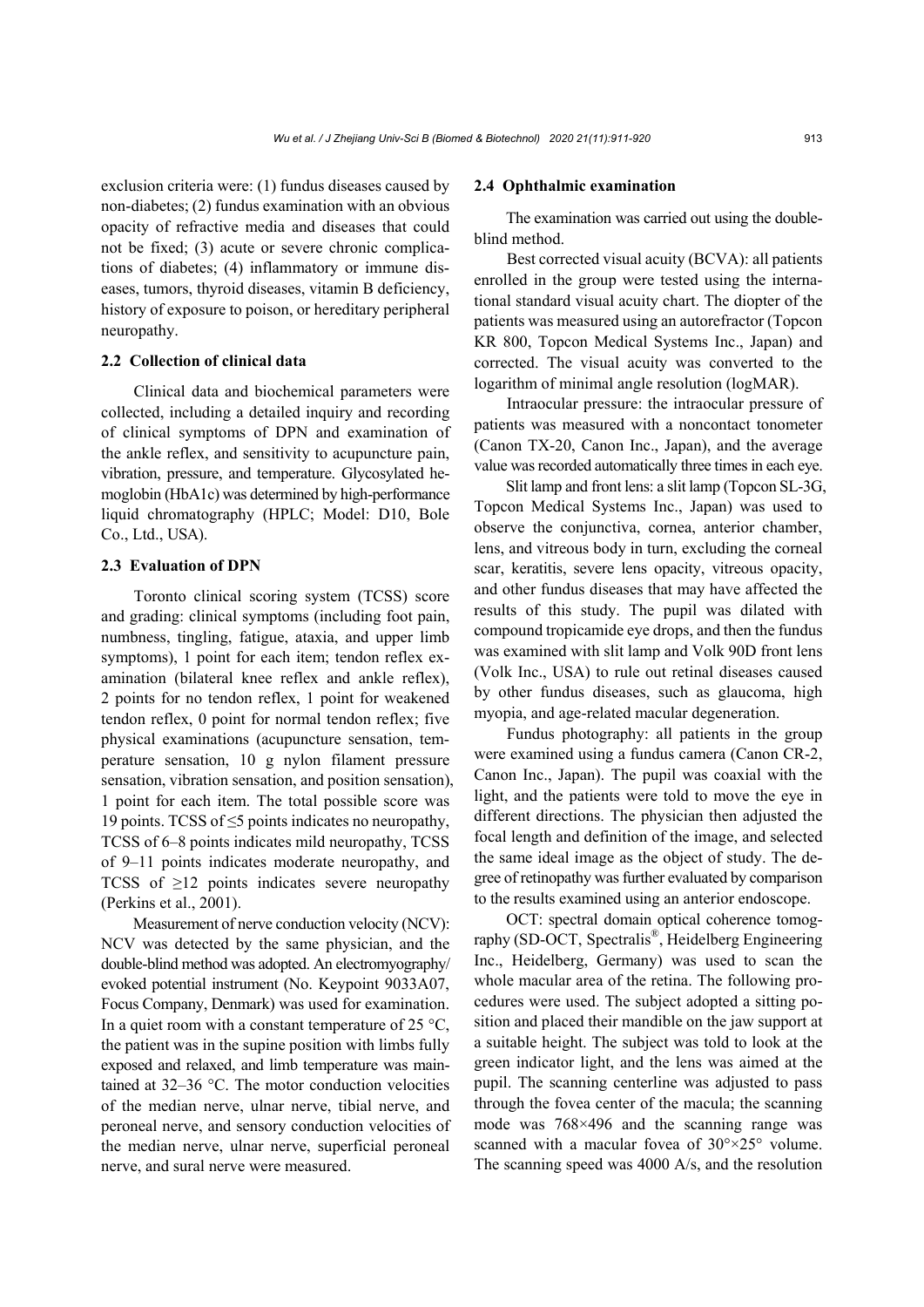exclusion criteria were: (1) fundus diseases caused by non-diabetes; (2) fundus examination with an obvious opacity of refractive media and diseases that could not be fixed; (3) acute or severe chronic complications of diabetes; (4) inflammatory or immune diseases, tumors, thyroid diseases, vitamin B deficiency, history of exposure to poison, or hereditary peripheral neuropathy.

### 2.2 Collection of clinical data

Clinical data and biochemical parameters were collected, including a detailed inquiry and recording of clinical symptoms of DPN and examination of the ankle reflex, and sensitivity to acupuncture pain, vibration, pressure, and temperature. Glycosylated hemoglobin (HbA1c) was determined by high-performance liquid chromatography (HPLC; Model: D10, Bole Co., Ltd., USA).

### 2.3 Evaluation of DPN

Toronto clinical scoring system (TCSS) score and grading: clinical symptoms (including foot pain, numbness, tingling, fatigue, ataxia, and upper limb symptoms), 1 point for each item; tendon reflex examination (bilateral knee reflex and ankle reflex), 2 points for no tendon reflex, 1 point for weakened tendon reflex, 0 point for normal tendon reflex; five physical examinations (acupuncture sensation, temperature sensation, 10 g nylon filament pressure sensation, vibration sensation, and position sensation), 1 point for each item. The total possible score was 19 points. TCSS of ≤5 points indicates no neuropathy, TCSS of 6–8 points indicates mild neuropathy, TCSS of 9–11 points indicates moderate neuropathy, and TCSS of ≥12 points indicates severe neuropathy (Perkins et al., 2001).

Measurement of nerve conduction velocity (NCV): NCV was detected by the same physician, and the double-blind method was adopted. An electromyography/evoked potential instrument (No. Keypoint 9033A07, Focus Company, Denmark) was used for examination. In a quiet room with a constant temperature of 25 °C, the patient was in the supine position with limbs fully exposed and relaxed, and limb temperature was maintained at 32–36 °C. The motor conduction velocities of the median nerve, ulnar nerve, tibial nerve, and peroneal nerve, and sensory conduction velocities of the median nerve, ulnar nerve, superficial peroneal nerve, and sural nerve were measured.

### 2.4 Ophthalmic examination

The examination was carried out using the double-blind method.

Best corrected visual acuity (BCVA): all patients enrolled in the group were tested using the international standard visual acuity chart. The diopter of the patients was measured using an autorefractor (Topcon KR 800, Topcon Medical Systems Inc., Japan) and corrected. The visual acuity was converted to the logarithm of minimal angle resolution (logMAR).

Intraocular pressure: the intraocular pressure of patients was measured with a noncontact tonometer (Canon TX-20, Canon Inc., Japan), and the average value was recorded automatically three times in each eye.

Slit lamp and front lens: a slit lamp (Topcon SL-3G, Topcon Medical Systems Inc., Japan) was used to observe the conjunctiva, cornea, anterior chamber, lens, and vitreous body in turn, excluding the corneal scar, keratitis, severe lens opacity, vitreous opacity, and other fundus diseases that may have affected the results of this study. The pupil was dilated with compound tropicamide eye drops, and then the fundus was examined with slit lamp and Volk 90D front lens (Volk Inc., USA) to rule out retinal diseases caused by other fundus diseases, such as glaucoma, high myopia, and age-related macular degeneration.

Fundus photography: all patients in the group were examined using a fundus camera (Canon CR-2, Canon Inc., Japan). The pupil was coaxial with the light, and the patients were told to move the eye in different directions. The physician then adjusted the focal length and definition of the image, and selected the same ideal image as the object of study. The degree of retinopathy was further evaluated by comparison to the results examined using an anterior endoscope.

OCT: spectral domain optical coherence tomography (SD-OCT, Spectralis®, Heidelberg Engineering Inc., Heidelberg, Germany) was used to scan the whole macular area of the retina. The following procedures were used. The subject adopted a sitting position and placed their mandible on the jaw support at a suitable height. The subject was told to look at the green indicator light, and the lens was aimed at the pupil. The scanning centerline was adjusted to pass through the fovea center of the macula; the scanning mode was 768×496 and the scanning range was scanned with a macular fovea of 30°×25° volume. The scanning speed was 4000 A/s, and the resolution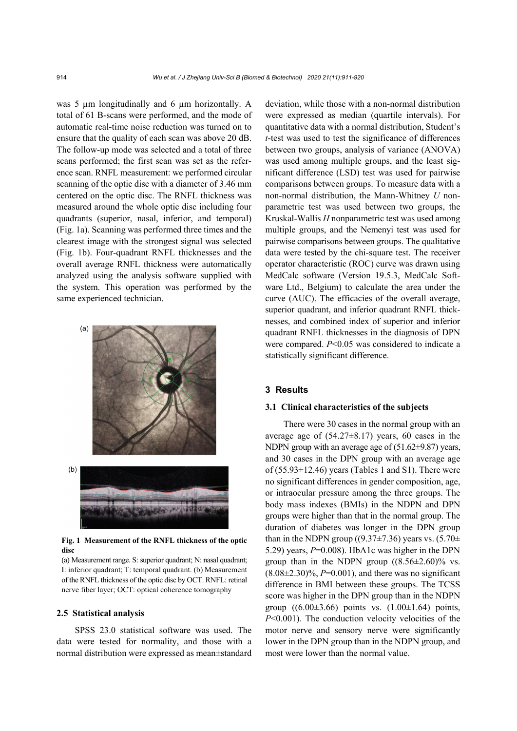was 5 μm longitudinally and 6 μm horizontally. A total of 61 B-scans were performed, and the mode of automatic real-time noise reduction was turned on to ensure that the quality of each scan was above 20 dB. The follow-up mode was selected and a total of three scans performed; the first scan was set as the reference scan. RNFL measurement: we performed circular scanning of the optic disc with a diameter of 3.46 mm centered on the optic disc. The RNFL thickness was measured around the whole optic disc including four quadrants (superior, nasal, inferior, and temporal) (Fig. 1a). Scanning was performed three times and the clearest image with the strongest signal was selected (Fig. 1b). Four-quadrant RNFL thicknesses and the overall average RNFL thickness were automatically analyzed using the analysis software supplied with the system. This operation was performed by the same experienced technician.

**Fig. 1 Measurement of the RNFL thickness of the optic disc**

(a) Measurement range. S: superior quadrant; N: nasal quadrant; I: inferior quadrant; T: temporal quadrant. (b) Measurement of the RNFL thickness of the optic disc by OCT. RNFL: retinal nerve fiber layer; OCT: optical coherence tomography

### 2.5 Statistical analysis

SPSS 23.0 statistical software was used. The data were tested for normality, and those with a normal distribution were expressed as mean±standard deviation, while those with a non-normal distribution were expressed as median (quartile intervals). For quantitative data with a normal distribution, Student's *t*-test was used to test the significance of differences between two groups, analysis of variance (ANOVA) was used among multiple groups, and the least significant difference (LSD) test was used for pairwise comparisons between groups. To measure data with a non-normal distribution, the Mann-Whitney *U* nonparametric test was used between two groups, the Kruskal-Wallis *H* nonparametric test was used among multiple groups, and the Nemenyi test was used for pairwise comparisons between groups. The qualitative data were tested by the chi-square test. The receiver operator characteristic (ROC) curve was drawn using MedCalc software (Version 19.5.3, MedCalc Software Ltd., Belgium) to calculate the area under the curve (AUC). The efficacies of the overall average, superior quadrant, and inferior quadrant RNFL thicknesses, and combined index of superior and inferior quadrant RNFL thicknesses in the diagnosis of DPN were compared. $P<0.05$ was considered to indicate a statistically significant difference.

## 3 Results

### 3.1 Clinical characteristics of the subjects

There were 30 cases in the normal group with an average age of (54.27±8.17) years, 60 cases in the NDPN group with an average age of (51.62±9.87) years, and 30 cases in the DPN group with an average age of (55.93±12.46) years (Tables 1 and S1). There were no significant differences in gender composition, age, or intraocular pressure among the three groups. The body mass indexes (BMIs) in the NDPN and DPN groups were higher than that in the normal group. The duration of diabetes was longer in the DPN group than in the NDPN group ((9.37±7.36) years vs. (5.70±5.29) years, $P=0.008$). HbA1c was higher in the DPN group than in the NDPN group ((8.56±2.60)% vs. (8.08±2.30)%, $P=0.001$), and there was no significant difference in BMI between these groups. The TCSS score was higher in the DPN group than in the NDPN group ((6.00±3.66) points vs. (1.00±1.64) points, $P<0.001$). The conduction velocity velocities of the motor nerve and sensory nerve were significantly lower in the DPN group than in the NDPN group, and most were lower than the normal value.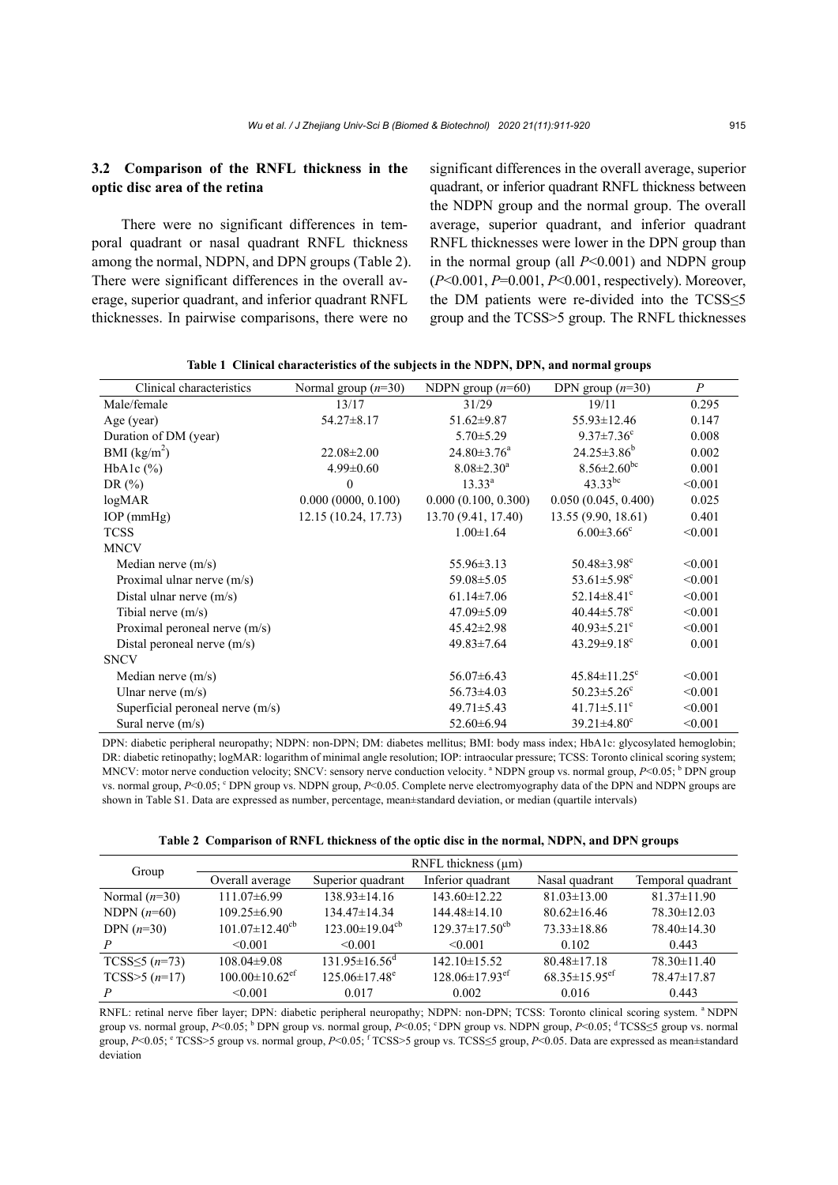### 3.2 Comparison of the RNFL thickness in the optic disc area of the retina

There were no significant differences in temporal quadrant or nasal quadrant RNFL thickness among the normal, NDPN, and DPN groups (Table 2). There were significant differences in the overall average, superior quadrant, and inferior quadrant RNFL thicknesses. In pairwise comparisons, there were no significant differences in the overall average, superior quadrant, or inferior quadrant RNFL thickness between the NDPN group and the normal group. The overall average, superior quadrant, and inferior quadrant RNFL thicknesses were lower in the DPN group than in the normal group (all $P<0.001$) and NDPN group ($P<0.001$, $P=0.001$, $P<0.001$, respectively). Moreover, the DM patients were re-divided into the TCSS≤5 group and the TCSS>5 group. The RNFL thicknesses

**Table 1 Clinical characteristics of the subjects in the NDPN, DPN, and normal groups**

| Clinical characteristics | Normal group ($n$=30) | NDPN group ($n$=60) | DPN group ($n$=30) | $P$ |
|---|---|---|---|---|
| Male/female | 13/17 | 31/29 | 19/11 | 0.295 |
| Age (year) | 54.27±8.17 | 51.62±9.87 | 55.93±12.46 | 0.147 |
| Duration of DM (year) | | 5.70±5.29 | 9.37±7.36[c] | 0.008 |
| BMI (kg/m$^2$) | 22.08±2.00 | 24.80±3.76[a] | 24.25±3.86[b] | 0.002 |
| HbA1c (%) | 4.99±0.60 | 8.08±2.30[a] | 8.56±2.60[bc] | 0.001 |
| DR (%) | 0 | 13.33[a] | 43.33[bc] | <0.001 |
| logMAR | 0.000 (0000, 0.100) | 0.000 (0.100, 0.300) | 0.050 (0.045, 0.400) | 0.025 |
| IOP (mmHg) | 12.15 (10.24, 17.73) | 13.70 (9.41, 17.40) | 13.55 (9.90, 18.61) | 0.401 |
| TCSS | | 1.00±1.64 | 6.00±3.66[c] | <0.001 |
| MNCV | | | | |
| Median nerve (m/s) | | 55.96±3.13 | 50.48±3.98[c] | <0.001 |
| Proximal ulnar nerve (m/s) | | 59.08±5.05 | 53.61±5.98[c] | <0.001 |
| Distal ulnar nerve (m/s) | | 61.14±7.06 | 52.14±8.41[c] | <0.001 |
| Tibial nerve (m/s) | | 47.09±5.09 | 40.44±5.78[c] | <0.001 |
| Proximal peroneal nerve (m/s) | | 45.42±2.98 | 40.93±5.21[c] | <0.001 |
| Distal peroneal nerve (m/s) | | 49.83±7.64 | 43.29±9.18[c] | 0.001 |
| SNCV | | | | |
| Median nerve (m/s) | | 56.07±6.43 | 45.84±11.25[c] | <0.001 |
| Ulnar nerve (m/s) | | 56.73±4.03 | 50.23±5.26[c] | <0.001 |
| Superficial peroneal nerve (m/s) | | 49.71±5.43 | 41.71±5.11[c] | <0.001 |
| Sural nerve (m/s) | | 52.60±6.94 | 39.21±4.80[c] | <0.001 |

DPN: diabetic peripheral neuropathy; NDPN: non-DPN; DM: diabetes mellitus; BMI: body mass index; HbA1c: glycosylated hemoglobin; DR: diabetic retinopathy; logMAR: logarithm of minimal angle resolution; IOP: intraocular pressure; TCSS: Toronto clinical scoring system; MNCV: motor nerve conduction velocity; SNCV: sensory nerve conduction velocity. [a] NDPN group vs. normal group, $P<0.05$; [b] DPN group vs. normal group, $P<0.05$; [c] DPN group vs. NDPN group, $P<0.05$. Complete nerve electromyography data of the DPN and NDPN groups are shown in Table S1. Data are expressed as number, percentage, mean±standard deviation, or median (quartile intervals)

**Table 2 Comparison of RNFL thickness of the optic disc in the normal, NDPN, and DPN groups**

| Group | RNFL thickness (μm) | | | | |
|---|---|---|---|---|---|
| | Overall average | Superior quadrant | Inferior quadrant | Nasal quadrant | Temporal quadrant |
| Normal ($n$=30) | 111.07±6.99 | 138.93±14.16 | 143.60±12.22 | 81.03±13.00 | 81.37±11.90 |
| NDPN ($n$=60) | 109.25±6.90 | 134.47±14.34 | 144.48±14.10 | 80.62±16.46 | 78.30±12.03 |
| DPN ($n$=30) | 101.07±12.40[cb] | 123.00±19.04[cb] | 129.37±17.50[cb] | 73.33±18.86 | 78.40±14.30 |
| $P$ | <0.001 | <0.001 | <0.001 | 0.102 | 0.443 |
| TCSS≤5 ($n$=73) | 108.04±9.08 | 131.95±16.56[d] | 142.10±15.52 | 80.48±17.18 | 78.30±11.40 |
| TCSS>5 ($n$=17) | 100.00±10.62[ef] | 125.06±17.48[e] | 128.06±17.93[ef] | 68.35±15.95[ef] | 78.47±17.87 |
| $P$ | <0.001 | 0.017 | 0.002 | 0.016 | 0.443 |

RNFL: retinal nerve fiber layer; DPN: diabetic peripheral neuropathy; NDPN: non-DPN; TCSS: Toronto clinical scoring system. [a] NDPN group vs. normal group, $P<0.05$; [b] DPN group vs. normal group, $P<0.05$; [c] DPN group vs. NDPN group, $P<0.05$; [d] TCSS≤5 group vs. normal group, $P<0.05$; [e] TCSS>5 group vs. normal group, $P<0.05$; [f] TCSS>5 group vs. TCSS≤5 group, $P<0.05$. Data are expressed as mean±standard deviation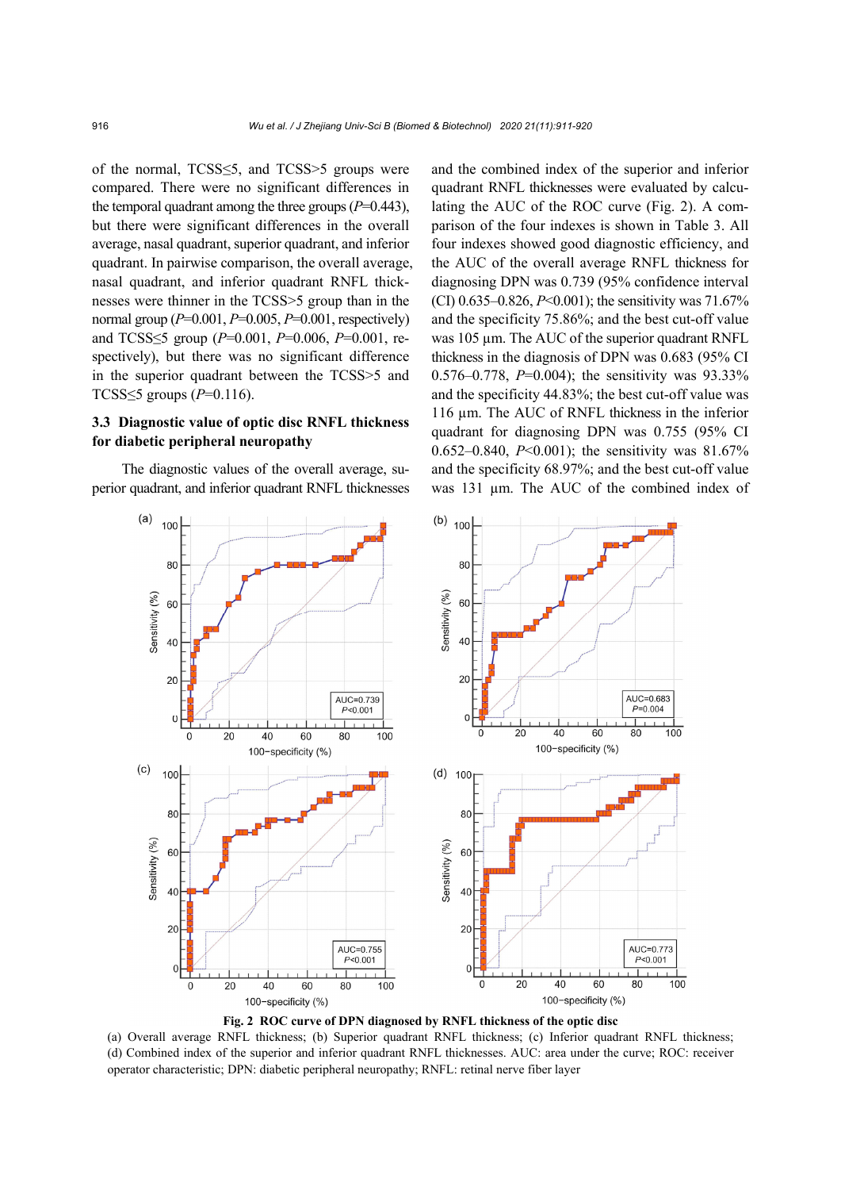of the normal, TCSS≤5, and TCSS>5 groups were compared. There were no significant differences in the temporal quadrant among the three groups ($P$=0.443), but there were significant differences in the overall average, nasal quadrant, superior quadrant, and inferior quadrant. In pairwise comparison, the overall average, nasal quadrant, and inferior quadrant RNFL thicknesses were thinner in the TCSS>5 group than in the normal group ($P$=0.001, $P$=0.005, $P$=0.001, respectively) and TCSS≤5 group ($P$=0.001, $P$=0.006, $P$=0.001, respectively), but there was no significant difference in the superior quadrant between the TCSS>5 and TCSS≤5 groups ($P$=0.116).

### 3.3 Diagnostic value of optic disc RNFL thickness for diabetic peripheral neuropathy

The diagnostic values of the overall average, superior quadrant, and inferior quadrant RNFL thicknesses and the combined index of the superior and inferior quadrant RNFL thicknesses were evaluated by calculating the AUC of the ROC curve (Fig. 2). A comparison of the four indexes is shown in Table 3. All four indexes showed good diagnostic efficiency, and the AUC of the overall average RNFL thickness for diagnosing DPN was 0.739 (95% confidence interval (CI) 0.635–0.826, $P$<0.001); the sensitivity was 71.67% and the specificity 75.86%; and the best cut-off value was 105 μm. The AUC of the superior quadrant RNFL thickness in the diagnosis of DPN was 0.683 (95% CI 0.576–0.778, $P$=0.004); the sensitivity was 93.33% and the specificity 44.83%; the best cut-off value was 116 μm. The AUC of RNFL thickness in the inferior quadrant for diagnosing DPN was 0.755 (95% CI 0.652–0.840, $P$<0.001); the sensitivity was 81.67% and the specificity 68.97%; and the best cut-off value was 131 μm. The AUC of the combined index of

**Fig. 2 ROC curve of DPN diagnosed by RNFL thickness of the optic disc**

(a) Overall average RNFL thickness; (b) Superior quadrant RNFL thickness; (c) Inferior quadrant RNFL thickness; (d) Combined index of the superior and inferior quadrant RNFL thicknesses. AUC: area under the curve; ROC: receiver operator characteristic; DPN: diabetic peripheral neuropathy; RNFL: retinal nerve fiber layer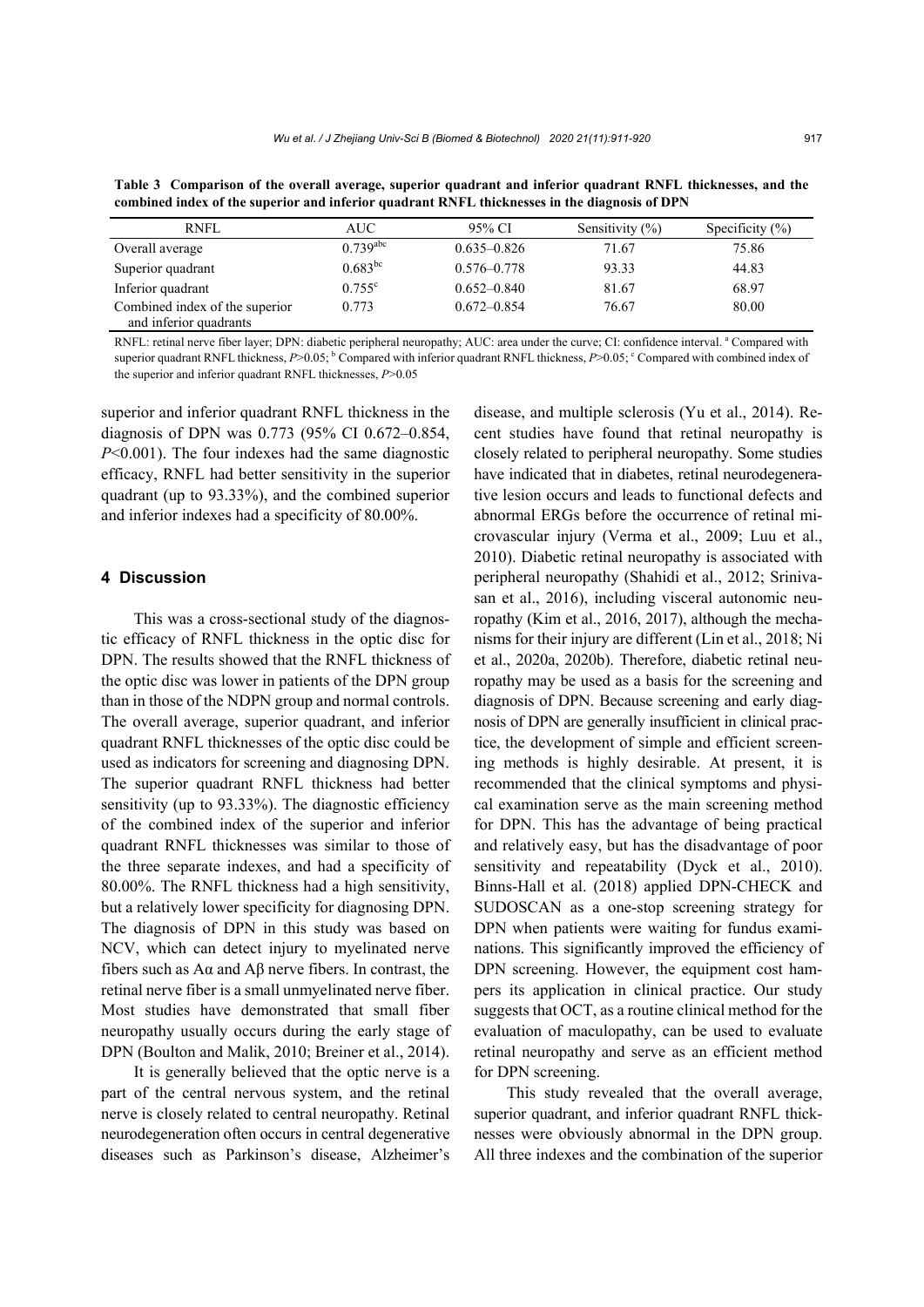**Table 3 Comparison of the overall average, superior quadrant and inferior quadrant RNFL thicknesses, and the combined index of the superior and inferior quadrant RNFL thicknesses in the diagnosis of DPN**

| RNFL | AUC | 95% CI | Sensitivity (%) | Specificity (%) |
|---|---|---|---|---|
| Overall average | 0.739[abc] | 0.635–0.826 | 71.67 | 75.86 |
| Superior quadrant | 0.683[bc] | 0.576–0.778 | 93.33 | 44.83 |
| Inferior quadrant | 0.755[c] | 0.652–0.840 | 81.67 | 68.97 |
| Combined index of the superior and inferior quadrants | 0.773 | 0.672–0.854 | 76.67 | 80.00 |

RNFL: retinal nerve fiber layer; DPN: diabetic peripheral neuropathy; AUC: area under the curve; CI: confidence interval. [a] Compared with superior quadrant RNFL thickness, $P>0.05$; [b] Compared with inferior quadrant RNFL thickness, $P>0.05$; [c] Compared with combined index of the superior and inferior quadrant RNFL thicknesses, $P>0.05$

superior and inferior quadrant RNFL thickness in the diagnosis of DPN was 0.773 (95% CI 0.672–0.854, $P<0.001$). The four indexes had the same diagnostic efficacy, RNFL had better sensitivity in the superior quadrant (up to 93.33%), and the combined superior and inferior indexes had a specificity of 80.00%.

## 4 Discussion

This was a cross-sectional study of the diagnostic efficacy of RNFL thickness in the optic disc for DPN. The results showed that the RNFL thickness of the optic disc was lower in patients of the DPN group than in those of the NDPN group and normal controls. The overall average, superior quadrant, and inferior quadrant RNFL thicknesses of the optic disc could be used as indicators for screening and diagnosing DPN. The superior quadrant RNFL thickness had better sensitivity (up to 93.33%). The diagnostic efficiency of the combined index of the superior and inferior quadrant RNFL thicknesses was similar to those of the three separate indexes, and had a specificity of 80.00%. The RNFL thickness had a high sensitivity, but a relatively lower specificity for diagnosing DPN. The diagnosis of DPN in this study was based on NCV, which can detect injury to myelinated nerve fibers such as Aα and Aβ nerve fibers. In contrast, the retinal nerve fiber is a small unmyelinated nerve fiber. Most studies have demonstrated that small fiber neuropathy usually occurs during the early stage of DPN (Boulton and Malik, 2010; Breiner et al., 2014).

It is generally believed that the optic nerve is a part of the central nervous system, and the retinal nerve is closely related to central neuropathy. Retinal neurodegeneration often occurs in central degenerative diseases such as Parkinson's disease, Alzheimer's disease, and multiple sclerosis (Yu et al., 2014). Recent studies have found that retinal neuropathy is closely related to peripheral neuropathy. Some studies have indicated that in diabetes, retinal neurodegenerative lesion occurs and leads to functional defects and abnormal ERGs before the occurrence of retinal microvascular injury (Verma et al., 2009; Luu et al., 2010). Diabetic retinal neuropathy is associated with peripheral neuropathy (Shahidi et al., 2012; Srinivasan et al., 2016), including visceral autonomic neuropathy (Kim et al., 2016, 2017), although the mechanisms for their injury are different (Lin et al., 2018; Ni et al., 2020a, 2020b). Therefore, diabetic retinal neuropathy may be used as a basis for the screening and diagnosis of DPN. Because screening and early diagnosis of DPN are generally insufficient in clinical practice, the development of simple and efficient screening methods is highly desirable. At present, it is recommended that the clinical symptoms and physical examination serve as the main screening method for DPN. This has the advantage of being practical and relatively easy, but has the disadvantage of poor sensitivity and repeatability (Dyck et al., 2010). Binns-Hall et al. (2018) applied DPN-CHECK and SUDOSCAN as a one-stop screening strategy for DPN when patients were waiting for fundus examinations. This significantly improved the efficiency of DPN screening. However, the equipment cost hampers its application in clinical practice. Our study suggests that OCT, as a routine clinical method for the evaluation of maculopathy, can be used to evaluate retinal neuropathy and serve as an efficient method for DPN screening.

This study revealed that the overall average, superior quadrant, and inferior quadrant RNFL thicknesses were obviously abnormal in the DPN group. All three indexes and the combination of the superior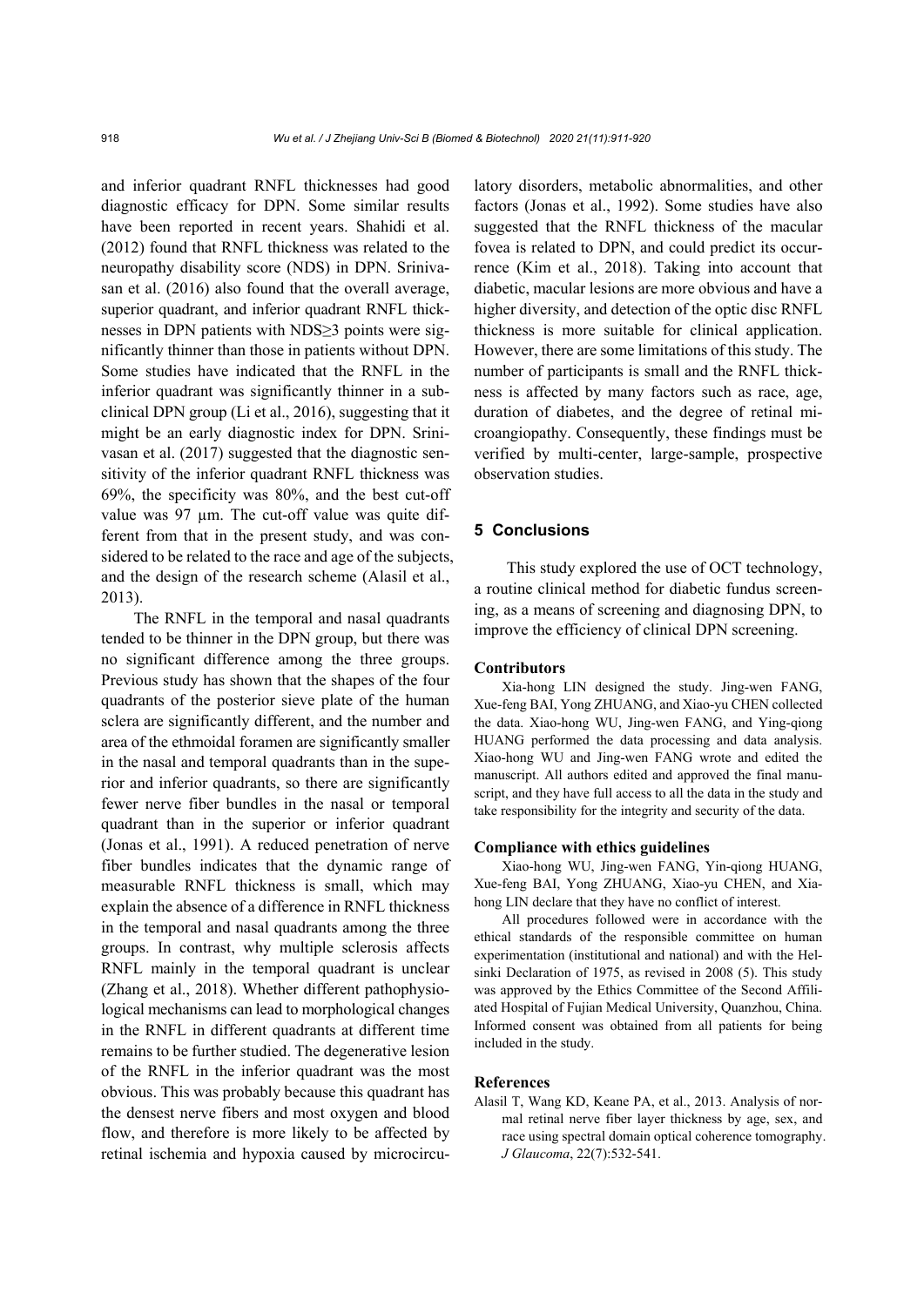and inferior quadrant RNFL thicknesses had good diagnostic efficacy for DPN. Some similar results have been reported in recent years. Shahidi et al. (2012) found that RNFL thickness was related to the neuropathy disability score (NDS) in DPN. Srinivasan et al. (2016) also found that the overall average, superior quadrant, and inferior quadrant RNFL thicknesses in DPN patients with NDS≥3 points were significantly thinner than those in patients without DPN. Some studies have indicated that the RNFL in the inferior quadrant was significantly thinner in a subclinical DPN group (Li et al., 2016), suggesting that it might be an early diagnostic index for DPN. Srinivasan et al. (2017) suggested that the diagnostic sensitivity of the inferior quadrant RNFL thickness was 69%, the specificity was 80%, and the best cut-off value was 97 μm. The cut-off value was quite different from that in the present study, and was considered to be related to the race and age of the subjects, and the design of the research scheme (Alasil et al., 2013).

The RNFL in the temporal and nasal quadrants tended to be thinner in the DPN group, but there was no significant difference among the three groups. Previous study has shown that the shapes of the four quadrants of the posterior sieve plate of the human sclera are significantly different, and the number and area of the ethmoidal foramen are significantly smaller in the nasal and temporal quadrants than in the superior and inferior quadrants, so there are significantly fewer nerve fiber bundles in the nasal or temporal quadrant than in the superior or inferior quadrant (Jonas et al., 1991). A reduced penetration of nerve fiber bundles indicates that the dynamic range of measurable RNFL thickness is small, which may explain the absence of a difference in RNFL thickness in the temporal and nasal quadrants among the three groups. In contrast, why multiple sclerosis affects RNFL mainly in the temporal quadrant is unclear (Zhang et al., 2018). Whether different pathophysiological mechanisms can lead to morphological changes in the RNFL in different quadrants at different time remains to be further studied. The degenerative lesion of the RNFL in the inferior quadrant was the most obvious. This was probably because this quadrant has the densest nerve fibers and most oxygen and blood flow, and therefore is more likely to be affected by retinal ischemia and hypoxia caused by microcirculatory disorders, metabolic abnormalities, and other factors (Jonas et al., 1992). Some studies have also suggested that the RNFL thickness of the macular fovea is related to DPN, and could predict its occurrence (Kim et al., 2018). Taking into account that diabetic, macular lesions are more obvious and have a higher diversity, and detection of the optic disc RNFL thickness is more suitable for clinical application. However, there are some limitations of this study. The number of participants is small and the RNFL thickness is affected by many factors such as race, age, duration of diabetes, and the degree of retinal microangiopathy. Consequently, these findings must be verified by multi-center, large-sample, prospective observation studies.

## 5 Conclusions

This study explored the use of OCT technology, a routine clinical method for diabetic fundus screening, as a means of screening and diagnosing DPN, to improve the efficiency of clinical DPN screening.

### Contributors

Xia-hong LIN designed the study. Jing-wen FANG, Xue-feng BAI, Yong ZHUANG, and Xiao-yu CHEN collected the data. Xiao-hong WU, Jing-wen FANG, and Ying-qiong HUANG performed the data processing and data analysis. Xiao-hong WU and Jing-wen FANG wrote and edited the manuscript. All authors edited and approved the final manuscript, and they have full access to all the data in the study and take responsibility for the integrity and security of the data.

### Compliance with ethics guidelines

Xiao-hong WU, Jing-wen FANG, Yin-qiong HUANG, Xue-feng BAI, Yong ZHUANG, Xiao-yu CHEN, and Xia-hong LIN declare that they have no conflict of interest.

All procedures followed were in accordance with the ethical standards of the responsible committee on human experimentation (institutional and national) and with the Helsinki Declaration of 1975, as revised in 2008 (5). This study was approved by the Ethics Committee of the Second Affiliated Hospital of Fujian Medical University, Quanzhou, China. Informed consent was obtained from all patients for being included in the study.

### References

Alasil T, Wang KD, Keane PA, et al., 2013. Analysis of normal retinal nerve fiber layer thickness by age, sex, and race using spectral domain optical coherence tomography. *J Glaucoma*, 22(7):532-541.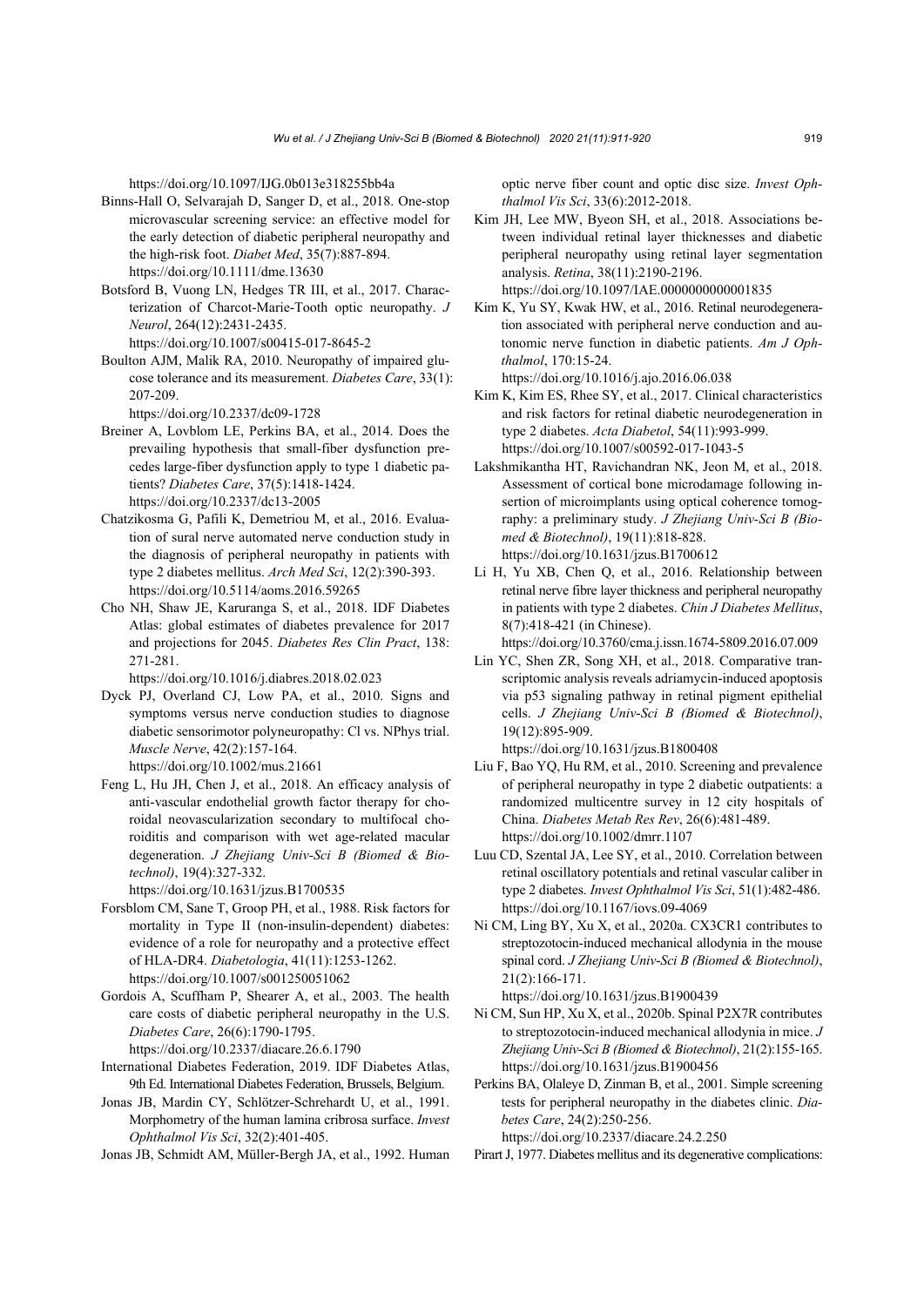https://doi.org/10.1097/IJG.0b013e318255bb4a

Binns-Hall O, Selvarajah D, Sanger D, et al., 2018. One-stop microvascular screening service: an effective model for the early detection of diabetic peripheral neuropathy and the high-risk foot. *Diabet Med*, 35(7):887-894. https://doi.org/10.1111/dme.13630

Botsford B, Vuong LN, Hedges TR III, et al., 2017. Characterization of Charcot-Marie-Tooth optic neuropathy. *J Neurol*, 264(12):2431-2435. https://doi.org/10.1007/s00415-017-8645-2

Boulton AJM, Malik RA, 2010. Neuropathy of impaired glucose tolerance and its measurement. *Diabetes Care*, 33(1): 207-209. https://doi.org/10.2337/dc09-1728

Breiner A, Lovblom LE, Perkins BA, et al., 2014. Does the prevailing hypothesis that small-fiber dysfunction precedes large-fiber dysfunction apply to type 1 diabetic patients? *Diabetes Care*, 37(5):1418-1424. https://doi.org/10.2337/dc13-2005

Chatzikosma G, Pafili K, Demetriou M, et al., 2016. Evaluation of sural nerve automated nerve conduction study in the diagnosis of peripheral neuropathy in patients with type 2 diabetes mellitus. *Arch Med Sci*, 12(2):390-393. https://doi.org/10.5114/aoms.2016.59265

Cho NH, Shaw JE, Karuranga S, et al., 2018. IDF Diabetes Atlas: global estimates of diabetes prevalence for 2017 and projections for 2045. *Diabetes Res Clin Pract*, 138: 271-281. https://doi.org/10.1016/j.diabres.2018.02.023

Dyck PJ, Overland CJ, Low PA, et al., 2010. Signs and symptoms versus nerve conduction studies to diagnose diabetic sensorimotor polyneuropathy: Cl vs. NPhys trial. *Muscle Nerve*, 42(2):157-164. https://doi.org/10.1002/mus.21661

Feng L, Hu JH, Chen J, et al., 2018. An efficacy analysis of anti-vascular endothelial growth factor therapy for choroidal neovascularization secondary to multifocal choroiditis and comparison with wet age-related macular degeneration. *J Zhejiang Univ-Sci B (Biomed & Biotechnol)*, 19(4):327-332. https://doi.org/10.1631/jzus.B1700535

Forsblom CM, Sane T, Groop PH, et al., 1988. Risk factors for mortality in Type II (non-insulin-dependent) diabetes: evidence of a role for neuropathy and a protective effect of HLA-DR4. *Diabetologia*, 41(11):1253-1262. https://doi.org/10.1007/s001250051062

Gordois A, Scuffham P, Shearer A, et al., 2003. The health care costs of diabetic peripheral neuropathy in the U.S. *Diabetes Care*, 26(6):1790-1795. https://doi.org/10.2337/diacare.26.6.1790

International Diabetes Federation, 2019. IDF Diabetes Atlas, 9th Ed. International Diabetes Federation, Brussels, Belgium.

Jonas JB, Mardin CY, Schlötzer-Schrehardt U, et al., 1991. Morphometry of the human lamina cribrosa surface. *Invest Ophthalmol Vis Sci*, 32(2):401-405.

Jonas JB, Schmidt AM, Müller-Bergh JA, et al., 1992. Human optic nerve fiber count and optic disc size. *Invest Ophthalmol Vis Sci*, 33(6):2012-2018.

Kim JH, Lee MW, Byeon SH, et al., 2018. Associations between individual retinal layer thicknesses and diabetic peripheral neuropathy using retinal layer segmentation analysis. *Retina*, 38(11):2190-2196. https://doi.org/10.1097/IAE.0000000000001835

Kim K, Yu SY, Kwak HW, et al., 2016. Retinal neurodegeneration associated with peripheral nerve conduction and autonomic nerve function in diabetic patients. *Am J Ophthalmol*, 170:15-24. https://doi.org/10.1016/j.ajo.2016.06.038

Kim K, Kim ES, Rhee SY, et al., 2017. Clinical characteristics and risk factors for retinal diabetic neurodegeneration in type 2 diabetes. *Acta Diabetol*, 54(11):993-999. https://doi.org/10.1007/s00592-017-1043-5

Lakshmikantha HT, Ravichandran NK, Jeon M, et al., 2018. Assessment of cortical bone microdamage following insertion of microimplants using optical coherence tomography: a preliminary study. *J Zhejiang Univ-Sci B (Biomed & Biotechnol)*, 19(11):818-828. https://doi.org/10.1631/jzus.B1700612

Li H, Yu XB, Chen Q, et al., 2016. Relationship between retinal nerve fibre layer thickness and peripheral neuropathy in patients with type 2 diabetes. *Chin J Diabetes Mellitus*, 8(7):418-421 (in Chinese). https://doi.org/10.3760/cma.j.issn.1674-5809.2016.07.009

Lin YC, Shen ZR, Song XH, et al., 2018. Comparative transcriptomic analysis reveals adriamycin-induced apoptosis via p53 signaling pathway in retinal pigment epithelial cells. *J Zhejiang Univ-Sci B (Biomed & Biotechnol)*, 19(12):895-909. https://doi.org/10.1631/jzus.B1800408

Liu F, Bao YQ, Hu RM, et al., 2010. Screening and prevalence of peripheral neuropathy in type 2 diabetic outpatients: a randomized multicentre survey in 12 city hospitals of China. *Diabetes Metab Res Rev*, 26(6):481-489. https://doi.org/10.1002/dmrr.1107

Luu CD, Szental JA, Lee SY, et al., 2010. Correlation between retinal oscillatory potentials and retinal vascular caliber in type 2 diabetes. *Invest Ophthalmol Vis Sci*, 51(1):482-486. https://doi.org/10.1167/iovs.09-4069

Ni CM, Ling BY, Xu X, et al., 2020a. CX3CR1 contributes to streptozotocin-induced mechanical allodynia in the mouse spinal cord. *J Zhejiang Univ-Sci B (Biomed & Biotechnol)*, 21(2):166-171. https://doi.org/10.1631/jzus.B1900439

Ni CM, Sun HP, Xu X, et al., 2020b. Spinal P2X7R contributes to streptozotocin-induced mechanical allodynia in mice. *J Zhejiang Univ-Sci B (Biomed & Biotechnol)*, 21(2):155-165. https://doi.org/10.1631/jzus.B1900456

Perkins BA, Olaleye D, Zinman B, et al., 2001. Simple screening tests for peripheral neuropathy in the diabetes clinic. *Diabetes Care*, 24(2):250-256. https://doi.org/10.2337/diacare.24.2.250

Pirart J, 1977. Diabetes mellitus and its degenerative complications: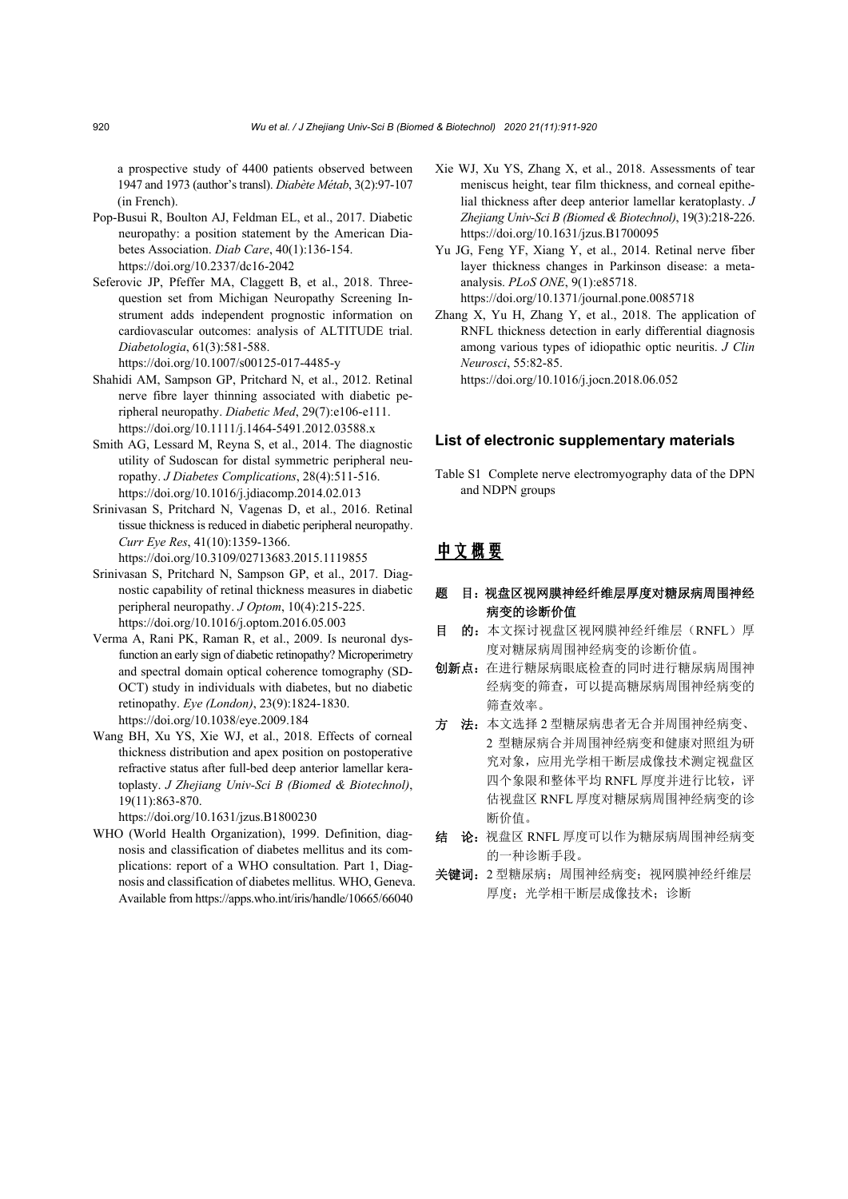a prospective study of 4400 patients observed between 1947 and 1973 (author's transl). *Diabète Métab*, 3(2):97-107 (in French).

Pop-Busui R, Boulton AJ, Feldman EL, et al., 2017. Diabetic neuropathy: a position statement by the American Diabetes Association. *Diab Care*, 40(1):136-154. https://doi.org/10.2337/dc16-2042

Seferovic JP, Pfeffer MA, Claggett B, et al., 2018. Three-question set from Michigan Neuropathy Screening Instrument adds independent prognostic information on cardiovascular outcomes: analysis of ALTITUDE trial. *Diabetologia*, 61(3):581-588. https://doi.org/10.1007/s00125-017-4485-y

Shahidi AM, Sampson GP, Pritchard N, et al., 2012. Retinal nerve fibre layer thinning associated with diabetic peripheral neuropathy. *Diabetic Med*, 29(7):e106-e111. https://doi.org/10.1111/j.1464-5491.2012.03588.x

Smith AG, Lessard M, Reyna S, et al., 2014. The diagnostic utility of Sudoscan for distal symmetric peripheral neuropathy. *J Diabetes Complications*, 28(4):511-516. https://doi.org/10.1016/j.jdiacomp.2014.02.013

Srinivasan S, Pritchard N, Vagenas D, et al., 2016. Retinal tissue thickness is reduced in diabetic peripheral neuropathy. *Curr Eye Res*, 41(10):1359-1366. https://doi.org/10.3109/02713683.2015.1119855

Srinivasan S, Pritchard N, Sampson GP, et al., 2017. Diagnostic capability of retinal thickness measures in diabetic peripheral neuropathy. *J Optom*, 10(4):215-225. https://doi.org/10.1016/j.optom.2016.05.003

Verma A, Rani PK, Raman R, et al., 2009. Is neuronal dysfunction an early sign of diabetic retinopathy? Microperimetry and spectral domain optical coherence tomography (SD-OCT) study in individuals with diabetes, but no diabetic retinopathy. *Eye (London)*, 23(9):1824-1830. https://doi.org/10.1038/eye.2009.184

Wang BH, Xu YS, Xie WJ, et al., 2018. Effects of corneal thickness distribution and apex position on postoperative refractive status after full-bed deep anterior lamellar keratoplasty. *J Zhejiang Univ-Sci B (Biomed & Biotechnol)*, 19(11):863-870. https://doi.org/10.1631/jzus.B1800230

WHO (World Health Organization), 1999. Definition, diagnosis and classification of diabetes mellitus and its complications: report of a WHO consultation. Part 1, Diagnosis and classification of diabetes mellitus. WHO, Geneva. Available from https://apps.who.int/iris/handle/10665/66040

Xie WJ, Xu YS, Zhang X, et al., 2018. Assessments of tear meniscus height, tear film thickness, and corneal epithelial thickness after deep anterior lamellar keratoplasty. *J Zhejiang Univ-Sci B (Biomed & Biotechnol)*, 19(3):218-226. https://doi.org/10.1631/jzus.B1700095

Yu JG, Feng YF, Xiang Y, et al., 2014. Retinal nerve fiber layer thickness changes in Parkinson disease: a meta-analysis. *PLoS ONE*, 9(1):e85718. https://doi.org/10.1371/journal.pone.0085718

Zhang X, Yu H, Zhang Y, et al., 2018. The application of RNFL thickness detection in early differential diagnosis among various types of idiopathic optic neuritis. *J Clin Neurosci*, 55:82-85. https://doi.org/10.1016/j.jocn.2018.06.052

## List of electronic supplementary materials

Table S1 Complete nerve electromyography data of the DPN and NDPN groups

## 中文概要

**题　目：视盘区视网膜神经纤维层厚度对糖尿病周围神经病变的诊断价值**

**目　的：**本文探讨视盘区视网膜神经纤维层（RNFL）厚度对糖尿病周围神经病变的诊断价值。

**创新点：**在进行糖尿病眼底检查的同时进行糖尿病周围神经病变的筛查，可以提高糖尿病周围神经病变的筛查效率。

**方　法：**本文选择 2 型糖尿病患者无合并周围神经病变、2 型糖尿病合并周围神经病变和健康对照组为研究对象，应用光学相干断层成像技术测定视盘区四个象限和整体平均 RNFL 厚度并进行比较，评估视盘区 RNFL 厚度对糖尿病周围神经病变的诊断价值。

**结　论：**视盘区 RNFL 厚度可以作为糖尿病周围神经病变的一种诊断手段。

**关键词：**2 型糖尿病；周围神经病变；视网膜神经纤维层厚度；光学相干断层成像技术；诊断